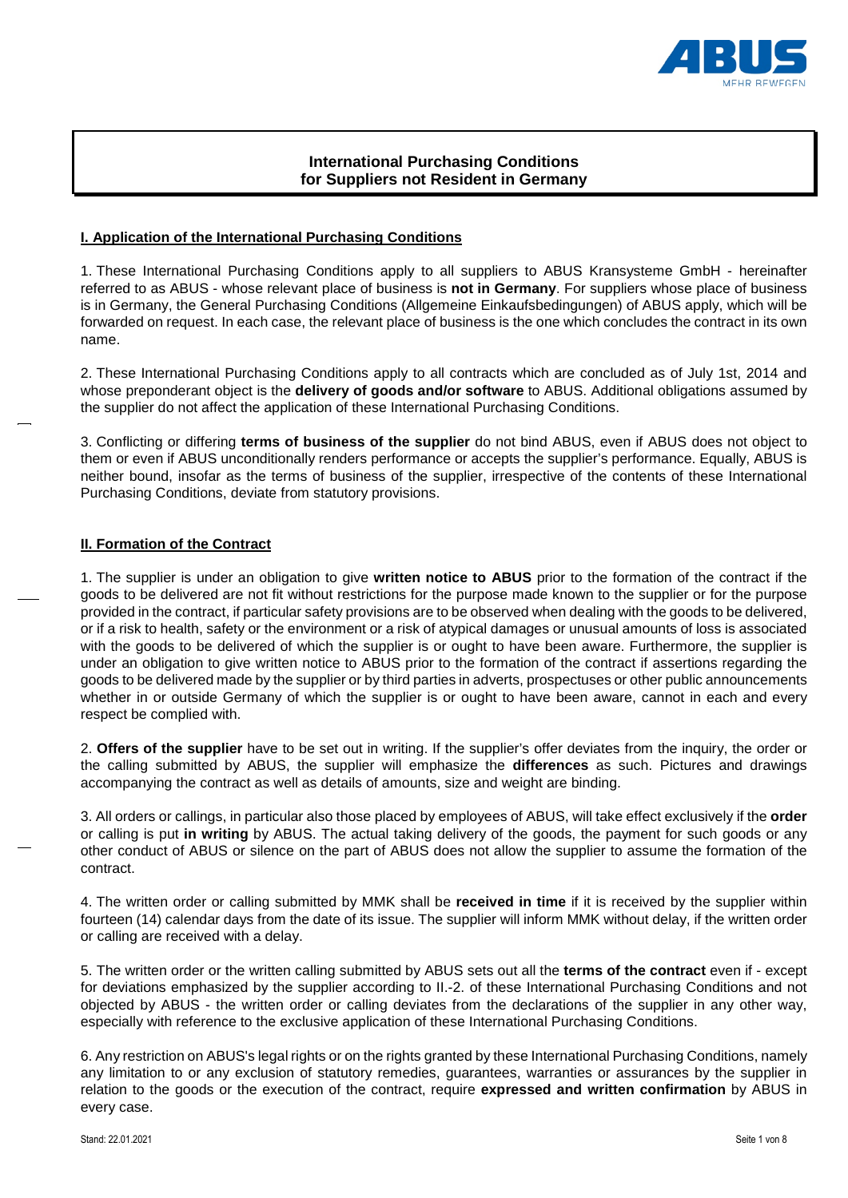# International Purchasing Conditions for Suppliers not Resident in Germany

## I. Application of the International Purchasing Conditions

1. These International Purchasing Conditions apply to all suppliers to ABUS Kransysteme GmbH - hereinafter referred to as ABUS - whose relevant place of business is **not in Germany**. For suppliers whose place of business is in Germany, the General Purchasing Conditions (Allgemeine Einkaufsbedingungen) of ABUS apply, which will be forwarded on request. In each case, the relevant place of business is the one which concludes the contract in its own name.

2. These International Purchasing Conditions apply to all contracts which are concluded as of July 1st, 2014 and whose preponderant object is the **delivery of goods and/or software** to ABUS. Additional obligations assumed by the supplier do not affect the application of these International Purchasing Conditions.

3. Conflicting or differing **terms of business of the supplier** do not bind ABUS, even if ABUS does not object to them or even if ABUS unconditionally renders performance or accepts the supplier's performance. Equally, ABUS is neither bound, insofar as the terms of business of the supplier, irrespective of the contents of these International Purchasing Conditions, deviate from statutory provisions.

## II. Formation of the Contract

1. The supplier is under an obligation to give **written notice to ABUS** prior to the formation of the contract if the goods to be delivered are not fit without restrictions for the purpose made known to the supplier or for the purpose provided in the contract, if particular safety provisions are to be observed when dealing with the goods to be delivered, or if a risk to health, safety or the environment or a risk of atypical damages or unusual amounts of loss is associated with the goods to be delivered of which the supplier is or ought to have been aware. Furthermore, the supplier is under an obligation to give written notice to ABUS prior to the formation of the contract if assertions regarding the goods to be delivered made by the supplier or by third parties in adverts, prospectuses or other public announcements whether in or outside Germany of which the supplier is or ought to have been aware, cannot in each and every respect be complied with.

2. **Offers of the supplier** have to be set out in writing. If the supplier's offer deviates from the inquiry, the order or the calling submitted by ABUS, the supplier will emphasize the **differences** as such. Pictures and drawings accompanying the contract as well as details of amounts, size and weight are binding.

3. All orders or callings, in particular also those placed by employees of ABUS, will take effect exclusively if the **order** or calling is put **in writing** by ABUS. The actual taking delivery of the goods, the payment for such goods or any other conduct of ABUS or silence on the part of ABUS does not allow the supplier to assume the formation of the contract.

4. The written order or calling submitted by MMK shall be **received in time** if it is received by the supplier within fourteen (14) calendar days from the date of its issue. The supplier will inform MMK without delay, if the written order or calling are received with a delay.

5. The written order or the written calling submitted by ABUS sets out all the **terms of the contract** even if - except for deviations emphasized by the supplier according to II.-2. of these International Purchasing Conditions and not objected by ABUS - the written order or calling deviates from the declarations of the supplier in any other way, especially with reference to the exclusive application of these International Purchasing Conditions.

6. Any restriction on ABUS's legal rights or on the rights granted by these International Purchasing Conditions, namely any limitation to or any exclusion of statutory remedies, guarantees, warranties or assurances by the supplier in relation to the goods or the execution of the contract, require **expressed and written confirmation** by ABUS in every case.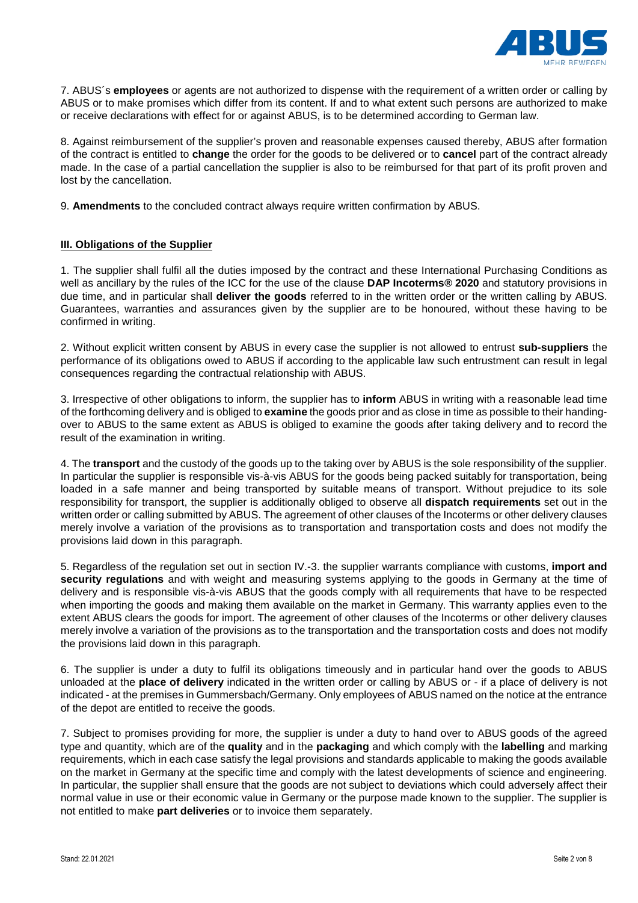7. ABUS´s **employees** or agents are not authorized to dispense with the requirement of a written order or calling by ABUS or to make promises which differ from its content. If and to what extent such persons are authorized to make or receive declarations with effect for or against ABUS, is to be determined according to German law.

8. Against reimbursement of the supplier's proven and reasonable expenses caused thereby, ABUS after formation of the contract is entitled to **change** the order for the goods to be delivered or to **cancel** part of the contract already made. In the case of a partial cancellation the supplier is also to be reimbursed for that part of its profit proven and lost by the cancellation.

9. **Amendments** to the concluded contract always require written confirmation by ABUS.

## III. Obligations of the Supplier

1. The supplier shall fulfil all the duties imposed by the contract and these International Purchasing Conditions as well as ancillary by the rules of the ICC for the use of the clause **DAP Incoterms® 2020** and statutory provisions in due time, and in particular shall **deliver the goods** referred to in the written order or the written calling by ABUS. Guarantees, warranties and assurances given by the supplier are to be honoured, without these having to be confirmed in writing.

2. Without explicit written consent by ABUS in every case the supplier is not allowed to entrust **sub-suppliers** the performance of its obligations owed to ABUS if according to the applicable law such entrustment can result in legal consequences regarding the contractual relationship with ABUS.

3. Irrespective of other obligations to inform, the supplier has to **inform** ABUS in writing with a reasonable lead time of the forthcoming delivery and is obliged to **examine** the goods prior and as close in time as possible to their handing-over to ABUS to the same extent as ABUS is obliged to examine the goods after taking delivery and to record the result of the examination in writing.

4. The **transport** and the custody of the goods up to the taking over by ABUS is the sole responsibility of the supplier. In particular the supplier is responsible vis-à-vis ABUS for the goods being packed suitably for transportation, being loaded in a safe manner and being transported by suitable means of transport. Without prejudice to its sole responsibility for transport, the supplier is additionally obliged to observe all **dispatch requirements** set out in the written order or calling submitted by ABUS. The agreement of other clauses of the Incoterms or other delivery clauses merely involve a variation of the provisions as to transportation and transportation costs and does not modify the provisions laid down in this paragraph.

5. Regardless of the regulation set out in section IV.-3. the supplier warrants compliance with customs, **import and security regulations** and with weight and measuring systems applying to the goods in Germany at the time of delivery and is responsible vis-à-vis ABUS that the goods comply with all requirements that have to be respected when importing the goods and making them available on the market in Germany. This warranty applies even to the extent ABUS clears the goods for import. The agreement of other clauses of the Incoterms or other delivery clauses merely involve a variation of the provisions as to the transportation and the transportation costs and does not modify the provisions laid down in this paragraph.

6. The supplier is under a duty to fulfil its obligations timeously and in particular hand over the goods to ABUS unloaded at the **place of delivery** indicated in the written order or calling by ABUS or - if a place of delivery is not indicated - at the premises in Gummersbach/Germany. Only employees of ABUS named on the notice at the entrance of the depot are entitled to receive the goods.

7. Subject to promises providing for more, the supplier is under a duty to hand over to ABUS goods of the agreed type and quantity, which are of the **quality** and in the **packaging** and which comply with the **labelling** and marking requirements, which in each case satisfy the legal provisions and standards applicable to making the goods available on the market in Germany at the specific time and comply with the latest developments of science and engineering. In particular, the supplier shall ensure that the goods are not subject to deviations which could adversely affect their normal value in use or their economic value in Germany or the purpose made known to the supplier. The supplier is not entitled to make **part deliveries** or to invoice them separately.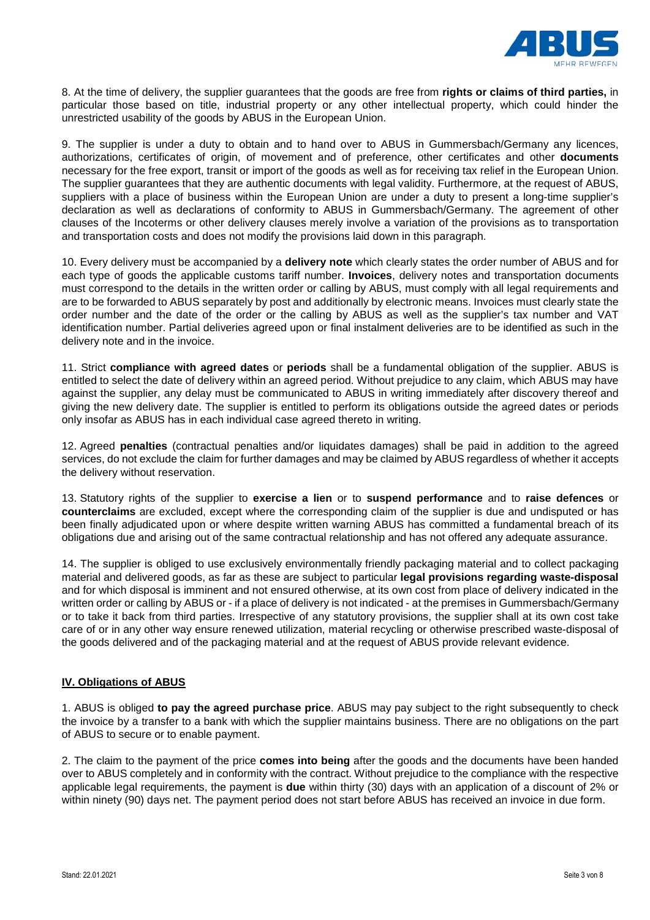8. At the time of delivery, the supplier guarantees that the goods are free from **rights or claims of third parties,** in particular those based on title, industrial property or any other intellectual property, which could hinder the unrestricted usability of the goods by ABUS in the European Union.

9. The supplier is under a duty to obtain and to hand over to ABUS in Gummersbach/Germany any licences, authorizations, certificates of origin, of movement and of preference, other certificates and other **documents** necessary for the free export, transit or import of the goods as well as for receiving tax relief in the European Union. The supplier guarantees that they are authentic documents with legal validity. Furthermore, at the request of ABUS, suppliers with a place of business within the European Union are under a duty to present a long-time supplier's declaration as well as declarations of conformity to ABUS in Gummersbach/Germany. The agreement of other clauses of the Incoterms or other delivery clauses merely involve a variation of the provisions as to transportation and transportation costs and does not modify the provisions laid down in this paragraph.

10. Every delivery must be accompanied by a **delivery note** which clearly states the order number of ABUS and for each type of goods the applicable customs tariff number. **Invoices**, delivery notes and transportation documents must correspond to the details in the written order or calling by ABUS, must comply with all legal requirements and are to be forwarded to ABUS separately by post and additionally by electronic means. Invoices must clearly state the order number and the date of the order or the calling by ABUS as well as the supplier's tax number and VAT identification number. Partial deliveries agreed upon or final instalment deliveries are to be identified as such in the delivery note and in the invoice.

11. Strict **compliance with agreed dates** or **periods** shall be a fundamental obligation of the supplier. ABUS is entitled to select the date of delivery within an agreed period. Without prejudice to any claim, which ABUS may have against the supplier, any delay must be communicated to ABUS in writing immediately after discovery thereof and giving the new delivery date. The supplier is entitled to perform its obligations outside the agreed dates or periods only insofar as ABUS has in each individual case agreed thereto in writing.

12. Agreed **penalties** (contractual penalties and/or liquidates damages) shall be paid in addition to the agreed services, do not exclude the claim for further damages and may be claimed by ABUS regardless of whether it accepts the delivery without reservation.

13. Statutory rights of the supplier to **exercise a lien** or to **suspend performance** and to **raise defences** or **counterclaims** are excluded, except where the corresponding claim of the supplier is due and undisputed or has been finally adjudicated upon or where despite written warning ABUS has committed a fundamental breach of its obligations due and arising out of the same contractual relationship and has not offered any adequate assurance.

14. The supplier is obliged to use exclusively environmentally friendly packaging material and to collect packaging material and delivered goods, as far as these are subject to particular **legal provisions regarding waste-disposal** and for which disposal is imminent and not ensured otherwise, at its own cost from place of delivery indicated in the written order or calling by ABUS or - if a place of delivery is not indicated - at the premises in Gummersbach/Germany or to take it back from third parties. Irrespective of any statutory provisions, the supplier shall at its own cost take care of or in any other way ensure renewed utilization, material recycling or otherwise prescribed waste-disposal of the goods delivered and of the packaging material and at the request of ABUS provide relevant evidence.

## IV. Obligations of ABUS

1. ABUS is obliged **to pay the agreed purchase price**. ABUS may pay subject to the right subsequently to check the invoice by a transfer to a bank with which the supplier maintains business. There are no obligations on the part of ABUS to secure or to enable payment.

2. The claim to the payment of the price **comes into being** after the goods and the documents have been handed over to ABUS completely and in conformity with the contract. Without prejudice to the compliance with the respective applicable legal requirements, the payment is **due** within thirty (30) days with an application of a discount of 2% or within ninety (90) days net. The payment period does not start before ABUS has received an invoice in due form.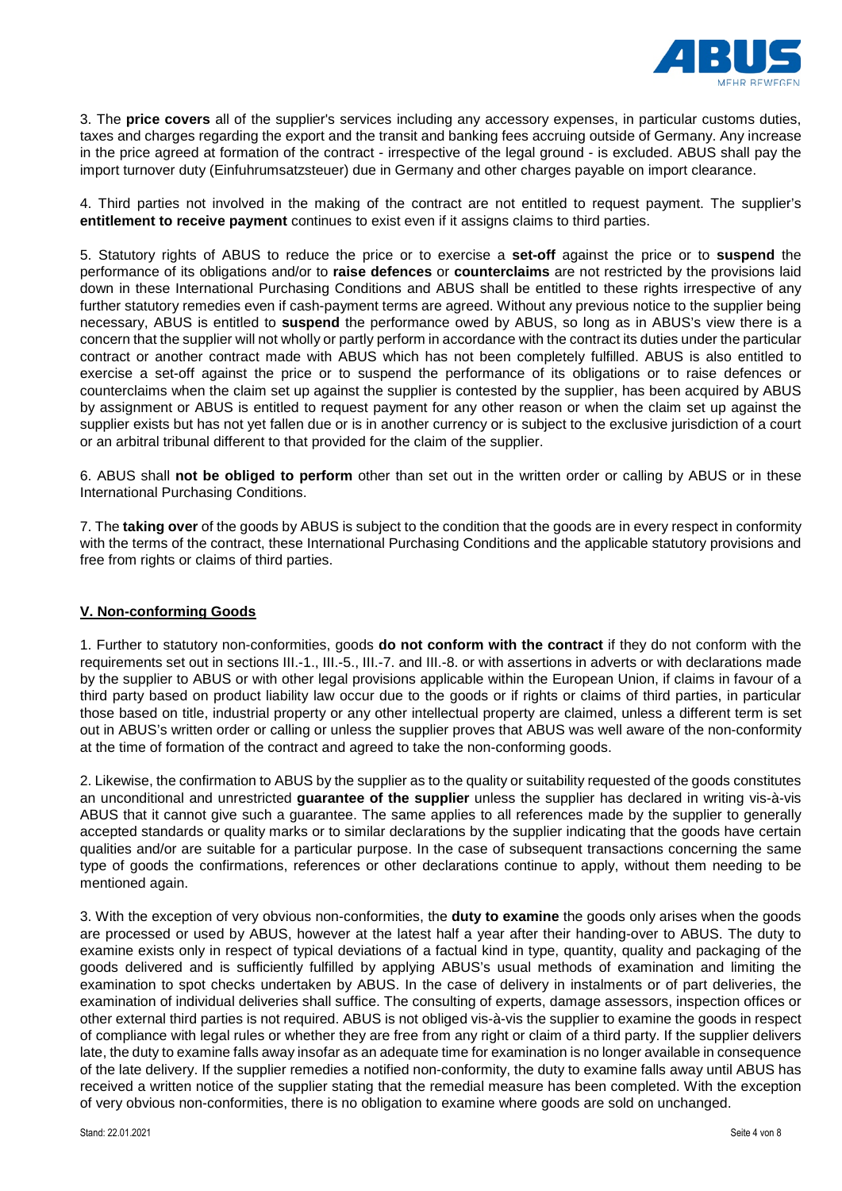3. The **price covers** all of the supplier's services including any accessory expenses, in particular customs duties, taxes and charges regarding the export and the transit and banking fees accruing outside of Germany. Any increase in the price agreed at formation of the contract - irrespective of the legal ground - is excluded. ABUS shall pay the import turnover duty (Einfuhrumsatzsteuer) due in Germany and other charges payable on import clearance.

4. Third parties not involved in the making of the contract are not entitled to request payment. The supplier's **entitlement to receive payment** continues to exist even if it assigns claims to third parties.

5. Statutory rights of ABUS to reduce the price or to exercise a **set-off** against the price or to **suspend** the performance of its obligations and/or to **raise defences** or **counterclaims** are not restricted by the provisions laid down in these International Purchasing Conditions and ABUS shall be entitled to these rights irrespective of any further statutory remedies even if cash-payment terms are agreed. Without any previous notice to the supplier being necessary, ABUS is entitled to **suspend** the performance owed by ABUS, so long as in ABUS's view there is a concern that the supplier will not wholly or partly perform in accordance with the contract its duties under the particular contract or another contract made with ABUS which has not been completely fulfilled. ABUS is also entitled to exercise a set-off against the price or to suspend the performance of its obligations or to raise defences or counterclaims when the claim set up against the supplier is contested by the supplier, has been acquired by ABUS by assignment or ABUS is entitled to request payment for any other reason or when the claim set up against the supplier exists but has not yet fallen due or is in another currency or is subject to the exclusive jurisdiction of a court or an arbitral tribunal different to that provided for the claim of the supplier.

6. ABUS shall **not be obliged to perform** other than set out in the written order or calling by ABUS or in these International Purchasing Conditions.

7. The **taking over** of the goods by ABUS is subject to the condition that the goods are in every respect in conformity with the terms of the contract, these International Purchasing Conditions and the applicable statutory provisions and free from rights or claims of third parties.

## V. Non-conforming Goods

1. Further to statutory non-conformities, goods **do not conform with the contract** if they do not conform with the requirements set out in sections III.-1., III.-5., III.-7. and III.-8. or with assertions in adverts or with declarations made by the supplier to ABUS or with other legal provisions applicable within the European Union, if claims in favour of a third party based on product liability law occur due to the goods or if rights or claims of third parties, in particular those based on title, industrial property or any other intellectual property are claimed, unless a different term is set out in ABUS's written order or calling or unless the supplier proves that ABUS was well aware of the non-conformity at the time of formation of the contract and agreed to take the non-conforming goods.

2. Likewise, the confirmation to ABUS by the supplier as to the quality or suitability requested of the goods constitutes an unconditional and unrestricted **guarantee of the supplier** unless the supplier has declared in writing vis-à-vis ABUS that it cannot give such a guarantee. The same applies to all references made by the supplier to generally accepted standards or quality marks or to similar declarations by the supplier indicating that the goods have certain qualities and/or are suitable for a particular purpose. In the case of subsequent transactions concerning the same type of goods the confirmations, references or other declarations continue to apply, without them needing to be mentioned again.

3. With the exception of very obvious non-conformities, the **duty to examine** the goods only arises when the goods are processed or used by ABUS, however at the latest half a year after their handing-over to ABUS. The duty to examine exists only in respect of typical deviations of a factual kind in type, quantity, quality and packaging of the goods delivered and is sufficiently fulfilled by applying ABUS's usual methods of examination and limiting the examination to spot checks undertaken by ABUS. In the case of delivery in instalments or of part deliveries, the examination of individual deliveries shall suffice. The consulting of experts, damage assessors, inspection offices or other external third parties is not required. ABUS is not obliged vis-à-vis the supplier to examine the goods in respect of compliance with legal rules or whether they are free from any right or claim of a third party. If the supplier delivers late, the duty to examine falls away insofar as an adequate time for examination is no longer available in consequence of the late delivery. If the supplier remedies a notified non-conformity, the duty to examine falls away until ABUS has received a written notice of the supplier stating that the remedial measure has been completed. With the exception of very obvious non-conformities, there is no obligation to examine where goods are sold on unchanged.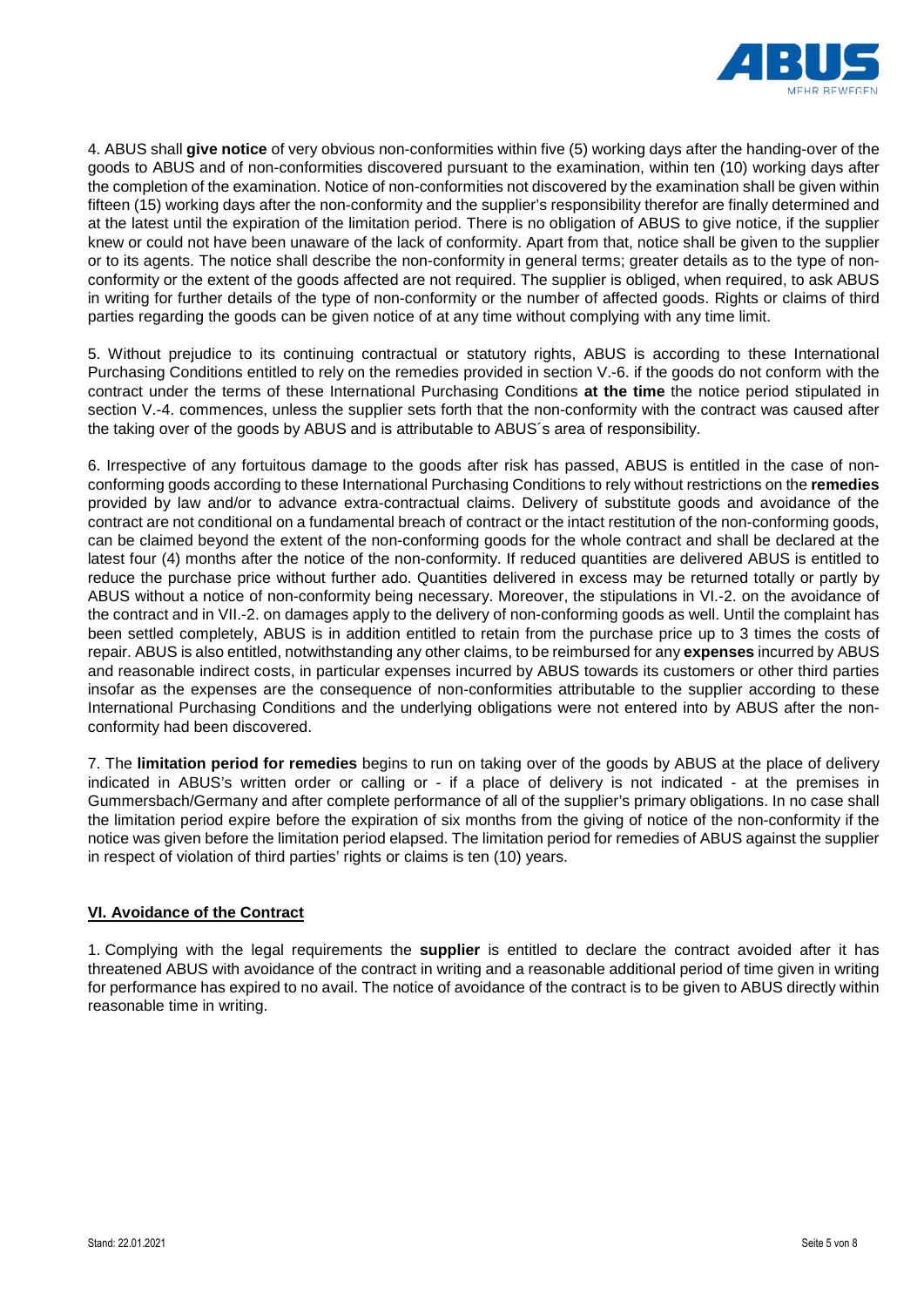4. ABUS shall **give notice** of very obvious non-conformities within five (5) working days after the handing-over of the goods to ABUS and of non-conformities discovered pursuant to the examination, within ten (10) working days after the completion of the examination. Notice of non-conformities not discovered by the examination shall be given within fifteen (15) working days after the non-conformity and the supplier's responsibility therefor are finally determined and at the latest until the expiration of the limitation period. There is no obligation of ABUS to give notice, if the supplier knew or could not have been unaware of the lack of conformity. Apart from that, notice shall be given to the supplier or to its agents. The notice shall describe the non-conformity in general terms; greater details as to the type of non-conformity or the extent of the goods affected are not required. The supplier is obliged, when required, to ask ABUS in writing for further details of the type of non-conformity or the number of affected goods. Rights or claims of third parties regarding the goods can be given notice of at any time without complying with any time limit.

5. Without prejudice to its continuing contractual or statutory rights, ABUS is according to these International Purchasing Conditions entitled to rely on the remedies provided in section V.-6. if the goods do not conform with the contract under the terms of these International Purchasing Conditions **at the time** the notice period stipulated in section V.-4. commences, unless the supplier sets forth that the non-conformity with the contract was caused after the taking over of the goods by ABUS and is attributable to ABUS´s area of responsibility.

6. Irrespective of any fortuitous damage to the goods after risk has passed, ABUS is entitled in the case of non-conforming goods according to these International Purchasing Conditions to rely without restrictions on the **remedies** provided by law and/or to advance extra-contractual claims. Delivery of substitute goods and avoidance of the contract are not conditional on a fundamental breach of contract or the intact restitution of the non-conforming goods, can be claimed beyond the extent of the non-conforming goods for the whole contract and shall be declared at the latest four (4) months after the notice of the non-conformity. If reduced quantities are delivered ABUS is entitled to reduce the purchase price without further ado. Quantities delivered in excess may be returned totally or partly by ABUS without a notice of non-conformity being necessary. Moreover, the stipulations in VI.-2. on the avoidance of the contract and in VII.-2. on damages apply to the delivery of non-conforming goods as well. Until the complaint has been settled completely, ABUS is in addition entitled to retain from the purchase price up to 3 times the costs of repair. ABUS is also entitled, notwithstanding any other claims, to be reimbursed for any **expenses** incurred by ABUS and reasonable indirect costs, in particular expenses incurred by ABUS towards its customers or other third parties insofar as the expenses are the consequence of non-conformities attributable to the supplier according to these International Purchasing Conditions and the underlying obligations were not entered into by ABUS after the non-conformity had been discovered.

7. The **limitation period for remedies** begins to run on taking over of the goods by ABUS at the place of delivery indicated in ABUS's written order or calling or - if a place of delivery is not indicated - at the premises in Gummersbach/Germany and after complete performance of all of the supplier's primary obligations. In no case shall the limitation period expire before the expiration of six months from the giving of notice of the non-conformity if the notice was given before the limitation period elapsed. The limitation period for remedies of ABUS against the supplier in respect of violation of third parties' rights or claims is ten (10) years.

## VI. Avoidance of the Contract

1. Complying with the legal requirements the **supplier** is entitled to declare the contract avoided after it has threatened ABUS with avoidance of the contract in writing and a reasonable additional period of time given in writing for performance has expired to no avail. The notice of avoidance of the contract is to be given to ABUS directly within reasonable time in writing.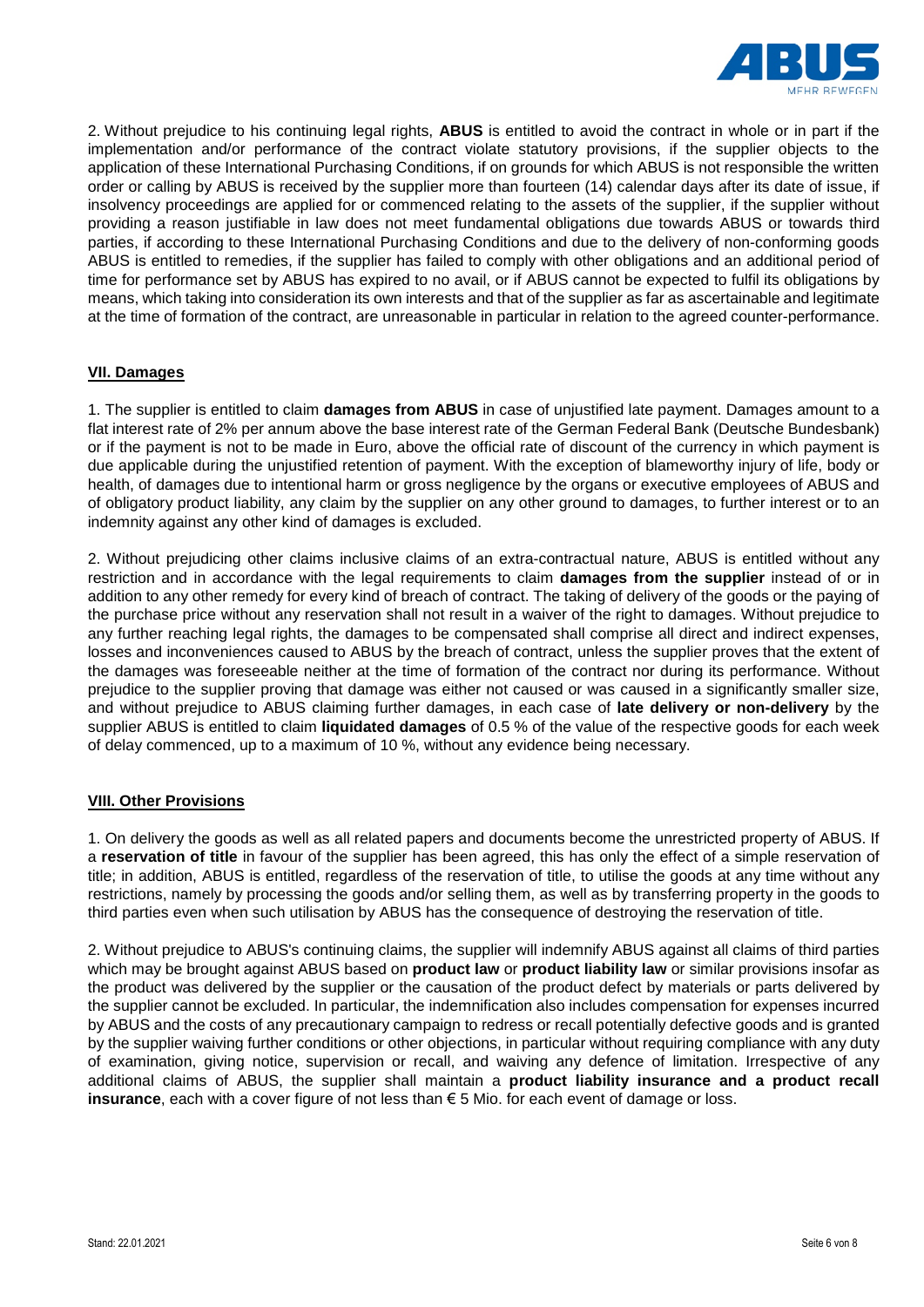2. Without prejudice to his continuing legal rights, **ABUS** is entitled to avoid the contract in whole or in part if the implementation and/or performance of the contract violate statutory provisions, if the supplier objects to the application of these International Purchasing Conditions, if on grounds for which ABUS is not responsible the written order or calling by ABUS is received by the supplier more than fourteen (14) calendar days after its date of issue, if insolvency proceedings are applied for or commenced relating to the assets of the supplier, if the supplier without providing a reason justifiable in law does not meet fundamental obligations due towards ABUS or towards third parties, if according to these International Purchasing Conditions and due to the delivery of non-conforming goods ABUS is entitled to remedies, if the supplier has failed to comply with other obligations and an additional period of time for performance set by ABUS has expired to no avail, or if ABUS cannot be expected to fulfil its obligations by means, which taking into consideration its own interests and that of the supplier as far as ascertainable and legitimate at the time of formation of the contract, are unreasonable in particular in relation to the agreed counter-performance.

## VII. Damages

1. The supplier is entitled to claim **damages from ABUS** in case of unjustified late payment. Damages amount to a flat interest rate of 2% per annum above the base interest rate of the German Federal Bank (Deutsche Bundesbank) or if the payment is not to be made in Euro, above the official rate of discount of the currency in which payment is due applicable during the unjustified retention of payment. With the exception of blameworthy injury of life, body or health, of damages due to intentional harm or gross negligence by the organs or executive employees of ABUS and of obligatory product liability, any claim by the supplier on any other ground to damages, to further interest or to an indemnity against any other kind of damages is excluded.

2. Without prejudicing other claims inclusive claims of an extra-contractual nature, ABUS is entitled without any restriction and in accordance with the legal requirements to claim **damages from the supplier** instead of or in addition to any other remedy for every kind of breach of contract. The taking of delivery of the goods or the paying of the purchase price without any reservation shall not result in a waiver of the right to damages. Without prejudice to any further reaching legal rights, the damages to be compensated shall comprise all direct and indirect expenses, losses and inconveniences caused to ABUS by the breach of contract, unless the supplier proves that the extent of the damages was foreseeable neither at the time of formation of the contract nor during its performance. Without prejudice to the supplier proving that damage was either not caused or was caused in a significantly smaller size, and without prejudice to ABUS claiming further damages, in each case of **late delivery or non-delivery** by the supplier ABUS is entitled to claim **liquidated damages** of 0.5 % of the value of the respective goods for each week of delay commenced, up to a maximum of 10 %, without any evidence being necessary.

## VIII. Other Provisions

1. On delivery the goods as well as all related papers and documents become the unrestricted property of ABUS. If a **reservation of title** in favour of the supplier has been agreed, this has only the effect of a simple reservation of title; in addition, ABUS is entitled, regardless of the reservation of title, to utilise the goods at any time without any restrictions, namely by processing the goods and/or selling them, as well as by transferring property in the goods to third parties even when such utilisation by ABUS has the consequence of destroying the reservation of title.

2. Without prejudice to ABUS's continuing claims, the supplier will indemnify ABUS against all claims of third parties which may be brought against ABUS based on **product law** or **product liability law** or similar provisions insofar as the product was delivered by the supplier or the causation of the product defect by materials or parts delivered by the supplier cannot be excluded. In particular, the indemnification also includes compensation for expenses incurred by ABUS and the costs of any precautionary campaign to redress or recall potentially defective goods and is granted by the supplier waiving further conditions or other objections, in particular without requiring compliance with any duty of examination, giving notice, supervision or recall, and waiving any defence of limitation. Irrespective of any additional claims of ABUS, the supplier shall maintain a **product liability insurance and a product recall insurance**, each with a cover figure of not less than € 5 Mio. for each event of damage or loss.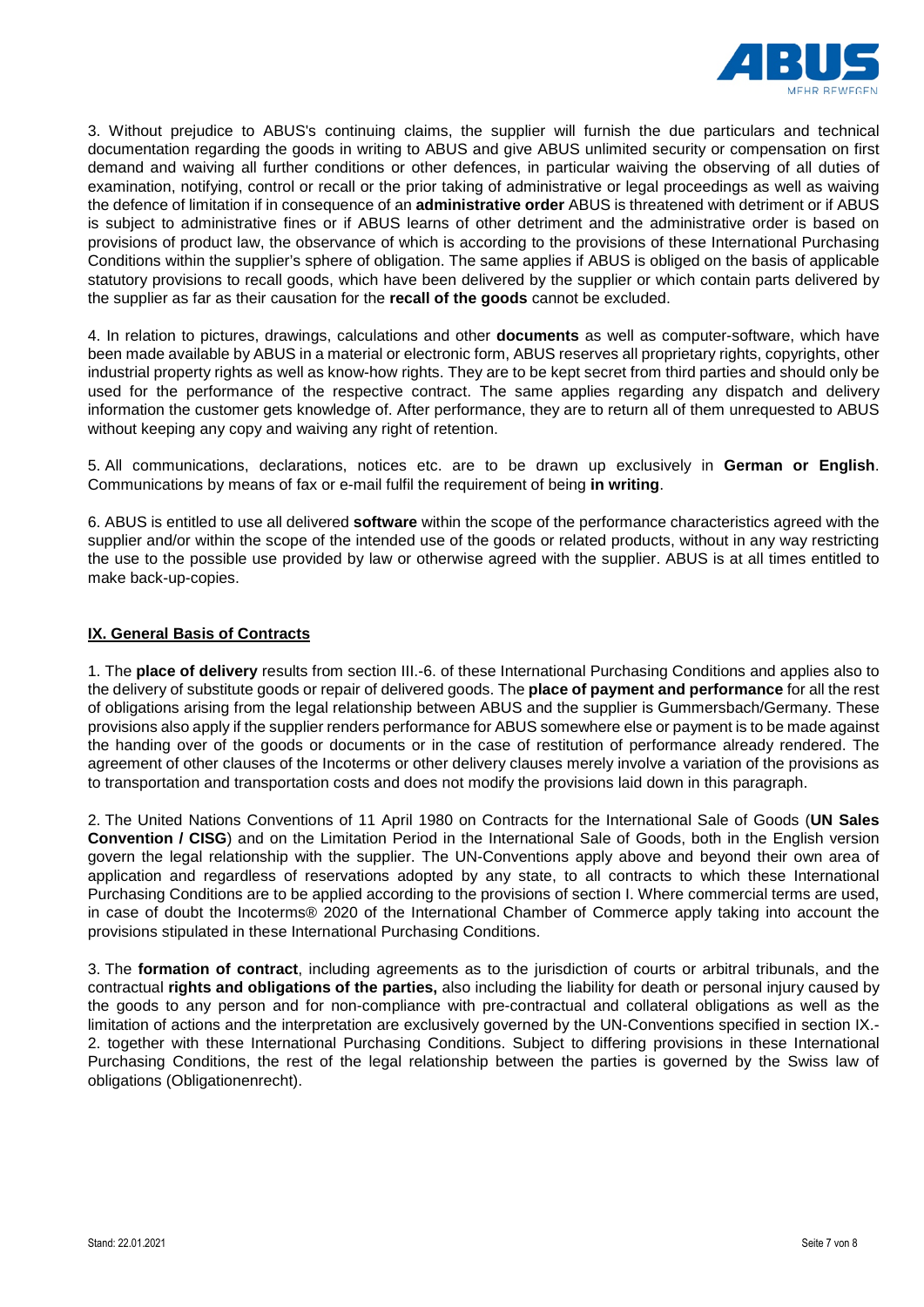3. Without prejudice to ABUS's continuing claims, the supplier will furnish the due particulars and technical documentation regarding the goods in writing to ABUS and give ABUS unlimited security or compensation on first demand and waiving all further conditions or other defences, in particular waiving the observing of all duties of examination, notifying, control or recall or the prior taking of administrative or legal proceedings as well as waiving the defence of limitation if in consequence of an **administrative order** ABUS is threatened with detriment or if ABUS is subject to administrative fines or if ABUS learns of other detriment and the administrative order is based on provisions of product law, the observance of which is according to the provisions of these International Purchasing Conditions within the supplier's sphere of obligation. The same applies if ABUS is obliged on the basis of applicable statutory provisions to recall goods, which have been delivered by the supplier or which contain parts delivered by the supplier as far as their causation for the **recall of the goods** cannot be excluded.

4. In relation to pictures, drawings, calculations and other **documents** as well as computer-software, which have been made available by ABUS in a material or electronic form, ABUS reserves all proprietary rights, copyrights, other industrial property rights as well as know-how rights. They are to be kept secret from third parties and should only be used for the performance of the respective contract. The same applies regarding any dispatch and delivery information the customer gets knowledge of. After performance, they are to return all of them unrequested to ABUS without keeping any copy and waiving any right of retention.

5. All communications, declarations, notices etc. are to be drawn up exclusively in **German or English**. Communications by means of fax or e-mail fulfil the requirement of being **in writing**.

6. ABUS is entitled to use all delivered **software** within the scope of the performance characteristics agreed with the supplier and/or within the scope of the intended use of the goods or related products, without in any way restricting the use to the possible use provided by law or otherwise agreed with the supplier. ABUS is at all times entitled to make back-up-copies.

## IX. General Basis of Contracts

1. The **place of delivery** results from section III.-6. of these International Purchasing Conditions and applies also to the delivery of substitute goods or repair of delivered goods. The **place of payment and performance** for all the rest of obligations arising from the legal relationship between ABUS and the supplier is Gummersbach/Germany. These provisions also apply if the supplier renders performance for ABUS somewhere else or payment is to be made against the handing over of the goods or documents or in the case of restitution of performance already rendered. The agreement of other clauses of the Incoterms or other delivery clauses merely involve a variation of the provisions as to transportation and transportation costs and does not modify the provisions laid down in this paragraph.

2. The United Nations Conventions of 11 April 1980 on Contracts for the International Sale of Goods (**UN Sales Convention / CISG**) and on the Limitation Period in the International Sale of Goods, both in the English version govern the legal relationship with the supplier. The UN-Conventions apply above and beyond their own area of application and regardless of reservations adopted by any state, to all contracts to which these International Purchasing Conditions are to be applied according to the provisions of section I. Where commercial terms are used, in case of doubt the Incoterms® 2020 of the International Chamber of Commerce apply taking into account the provisions stipulated in these International Purchasing Conditions.

3. The **formation of contract**, including agreements as to the jurisdiction of courts or arbitral tribunals, and the contractual **rights and obligations of the parties,** also including the liability for death or personal injury caused by the goods to any person and for non-compliance with pre-contractual and collateral obligations as well as the limitation of actions and the interpretation are exclusively governed by the UN-Conventions specified in section IX.-2. together with these International Purchasing Conditions. Subject to differing provisions in these International Purchasing Conditions, the rest of the legal relationship between the parties is governed by the Swiss law of obligations (Obligationenrecht).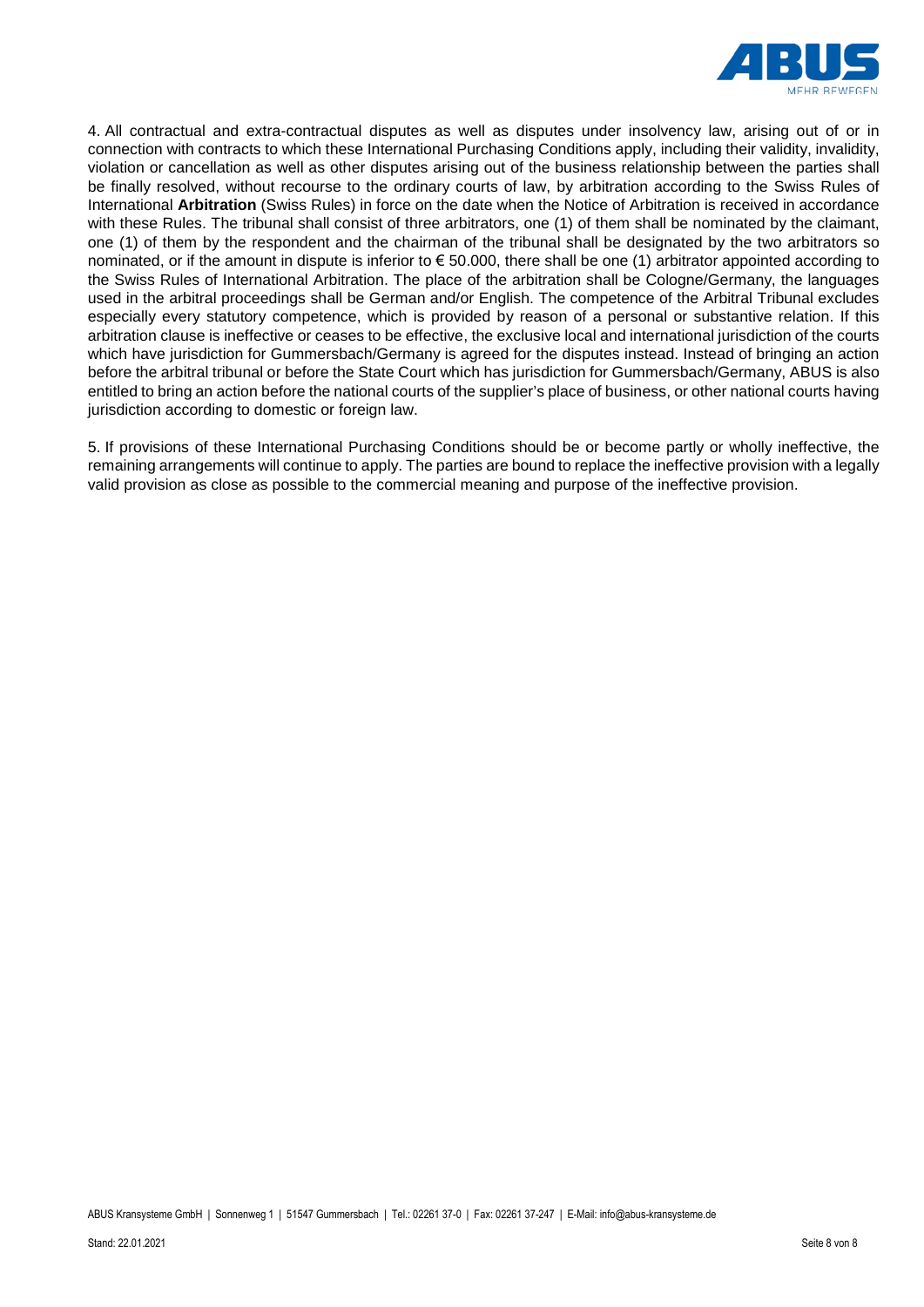4. All contractual and extra-contractual disputes as well as disputes under insolvency law, arising out of or in connection with contracts to which these International Purchasing Conditions apply, including their validity, invalidity, violation or cancellation as well as other disputes arising out of the business relationship between the parties shall be finally resolved, without recourse to the ordinary courts of law, by arbitration according to the Swiss Rules of International **Arbitration** (Swiss Rules) in force on the date when the Notice of Arbitration is received in accordance with these Rules. The tribunal shall consist of three arbitrators, one (1) of them shall be nominated by the claimant, one (1) of them by the respondent and the chairman of the tribunal shall be designated by the two arbitrators so nominated, or if the amount in dispute is inferior to € 50.000, there shall be one (1) arbitrator appointed according to the Swiss Rules of International Arbitration. The place of the arbitration shall be Cologne/Germany, the languages used in the arbitral proceedings shall be German and/or English. The competence of the Arbitral Tribunal excludes especially every statutory competence, which is provided by reason of a personal or substantive relation. If this arbitration clause is ineffective or ceases to be effective, the exclusive local and international jurisdiction of the courts which have jurisdiction for Gummersbach/Germany is agreed for the disputes instead. Instead of bringing an action before the arbitral tribunal or before the State Court which has jurisdiction for Gummersbach/Germany, ABUS is also entitled to bring an action before the national courts of the supplier's place of business, or other national courts having jurisdiction according to domestic or foreign law.

5. If provisions of these International Purchasing Conditions should be or become partly or wholly ineffective, the remaining arrangements will continue to apply. The parties are bound to replace the ineffective provision with a legally valid provision as close as possible to the commercial meaning and purpose of the ineffective provision.